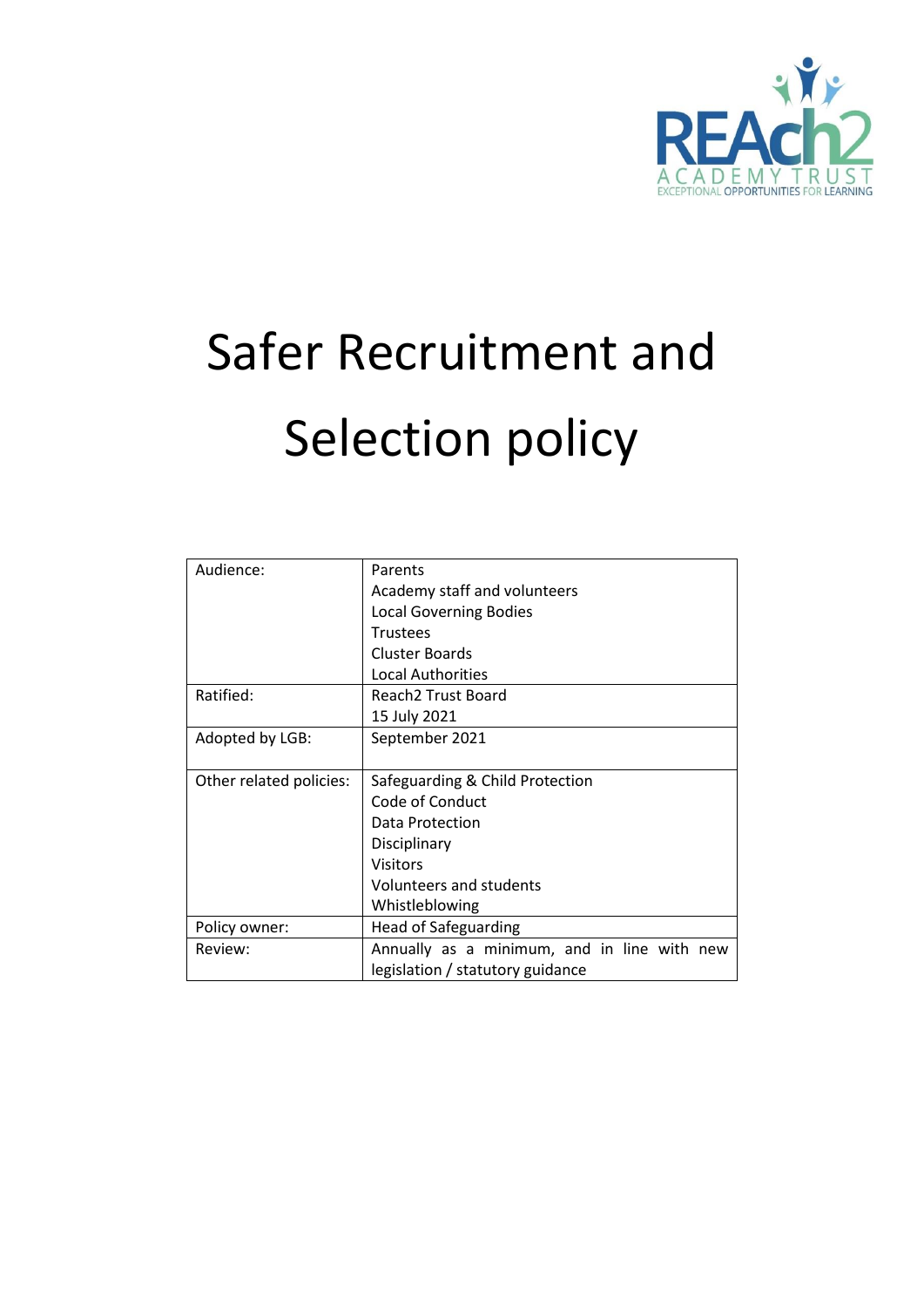# Safer Recruitment and Selection policy

| Audience: | Parents<br>Academy staff and volunteers<br>Local Governing Bodies<br>Trustees<br>Cluster Boards<br>Local Authorities |
|---|---|
| Ratified: | Reach2 Trust Board<br>15 July 2021 |
| Adopted by LGB: | September 2021 |
| Other related policies: | Safeguarding & Child Protection<br>Code of Conduct<br>Data Protection<br>Disciplinary<br>Visitors<br>Volunteers and students<br>Whistleblowing |
| Policy owner: | Head of Safeguarding |
| Review: | Annually as a minimum, and in line with new legislation / statutory guidance |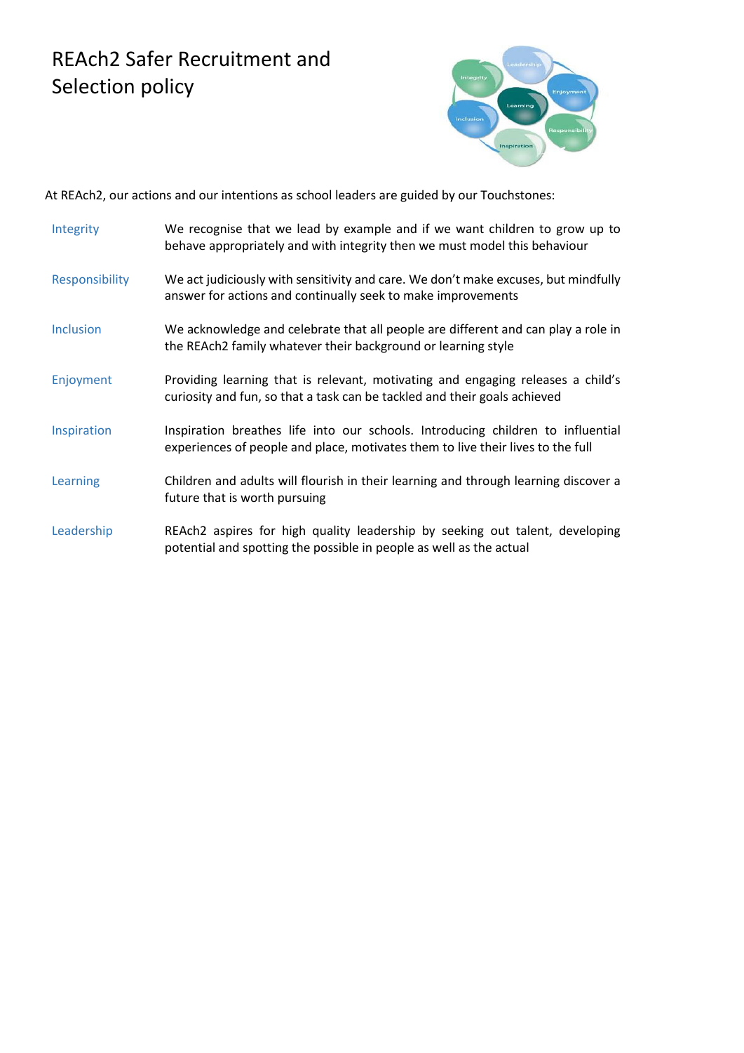# REAch2 Safer Recruitment and Selection policy

At REAch2, our actions and our intentions as school leaders are guided by our Touchstones:

| | |
|---|---|
| Integrity | We recognise that we lead by example and if we want children to grow up to behave appropriately and with integrity then we must model this behaviour |
| Responsibility | We act judiciously with sensitivity and care. We don't make excuses, but mindfully answer for actions and continually seek to make improvements |
| Inclusion | We acknowledge and celebrate that all people are different and can play a role in the REAch2 family whatever their background or learning style |
| Enjoyment | Providing learning that is relevant, motivating and engaging releases a child's curiosity and fun, so that a task can be tackled and their goals achieved |
| Inspiration | Inspiration breathes life into our schools. Introducing children to influential experiences of people and place, motivates them to live their lives to the full |
| Learning | Children and adults will flourish in their learning and through learning discover a future that is worth pursuing |
| Leadership | REAch2 aspires for high quality leadership by seeking out talent, developing potential and spotting the possible in people as well as the actual |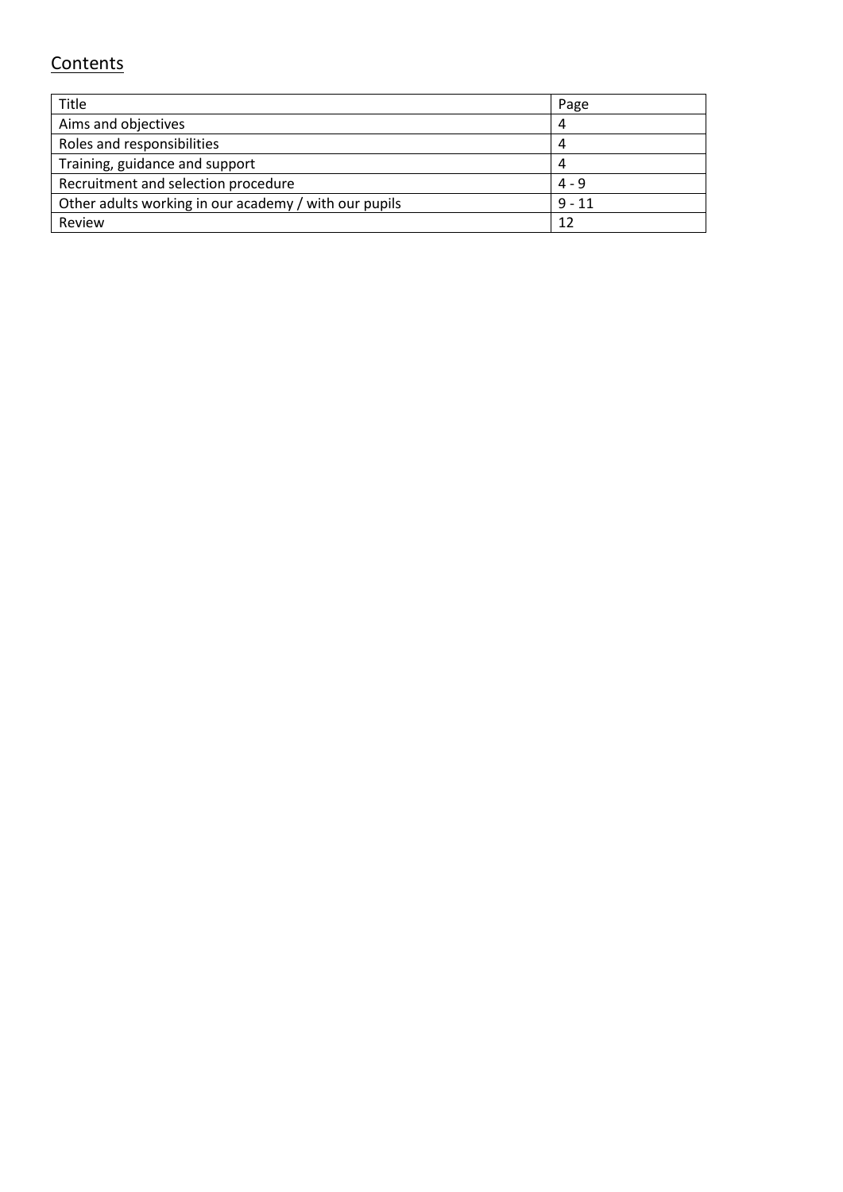## Contents

| Title | Page |
|---|---|
| Aims and objectives | 4 |
| Roles and responsibilities | 4 |
| Training, guidance and support | 4 |
| Recruitment and selection procedure | 4 - 9 |
| Other adults working in our academy / with our pupils | 9 - 11 |
| Review | 12 |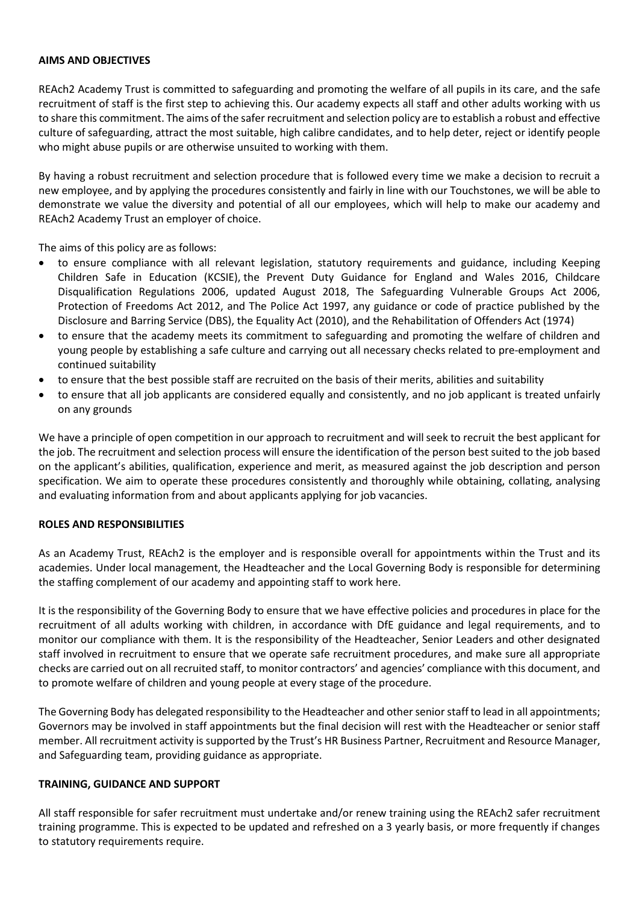## AIMS AND OBJECTIVES

REAch2 Academy Trust is committed to safeguarding and promoting the welfare of all pupils in its care, and the safe recruitment of staff is the first step to achieving this. Our academy expects all staff and other adults working with us to share this commitment. The aims of the safer recruitment and selection policy are to establish a robust and effective culture of safeguarding, attract the most suitable, high calibre candidates, and to help deter, reject or identify people who might abuse pupils or are otherwise unsuited to working with them.

By having a robust recruitment and selection procedure that is followed every time we make a decision to recruit a new employee, and by applying the procedures consistently and fairly in line with our Touchstones, we will be able to demonstrate we value the diversity and potential of all our employees, which will help to make our academy and REAch2 Academy Trust an employer of choice.

The aims of this policy are as follows:

- to ensure compliance with all relevant legislation, statutory requirements and guidance, including Keeping Children Safe in Education (KCSIE), the Prevent Duty Guidance for England and Wales 2016, Childcare Disqualification Regulations 2006, updated August 2018, The Safeguarding Vulnerable Groups Act 2006, Protection of Freedoms Act 2012, and The Police Act 1997, any guidance or code of practice published by the Disclosure and Barring Service (DBS), the Equality Act (2010), and the Rehabilitation of Offenders Act (1974)
- to ensure that the academy meets its commitment to safeguarding and promoting the welfare of children and young people by establishing a safe culture and carrying out all necessary checks related to pre-employment and continued suitability
- to ensure that the best possible staff are recruited on the basis of their merits, abilities and suitability
- to ensure that all job applicants are considered equally and consistently, and no job applicant is treated unfairly on any grounds

We have a principle of open competition in our approach to recruitment and will seek to recruit the best applicant for the job. The recruitment and selection process will ensure the identification of the person best suited to the job based on the applicant's abilities, qualification, experience and merit, as measured against the job description and person specification. We aim to operate these procedures consistently and thoroughly while obtaining, collating, analysing and evaluating information from and about applicants applying for job vacancies.

## ROLES AND RESPONSIBILITIES

As an Academy Trust, REAch2 is the employer and is responsible overall for appointments within the Trust and its academies. Under local management, the Headteacher and the Local Governing Body is responsible for determining the staffing complement of our academy and appointing staff to work here.

It is the responsibility of the Governing Body to ensure that we have effective policies and procedures in place for the recruitment of all adults working with children, in accordance with DfE guidance and legal requirements, and to monitor our compliance with them. It is the responsibility of the Headteacher, Senior Leaders and other designated staff involved in recruitment to ensure that we operate safe recruitment procedures, and make sure all appropriate checks are carried out on all recruited staff, to monitor contractors' and agencies' compliance with this document, and to promote welfare of children and young people at every stage of the procedure.

The Governing Body has delegated responsibility to the Headteacher and other senior staff to lead in all appointments; Governors may be involved in staff appointments but the final decision will rest with the Headteacher or senior staff member. All recruitment activity is supported by the Trust's HR Business Partner, Recruitment and Resource Manager, and Safeguarding team, providing guidance as appropriate.

## TRAINING, GUIDANCE AND SUPPORT

All staff responsible for safer recruitment must undertake and/or renew training using the REAch2 safer recruitment training programme. This is expected to be updated and refreshed on a 3 yearly basis, or more frequently if changes to statutory requirements require.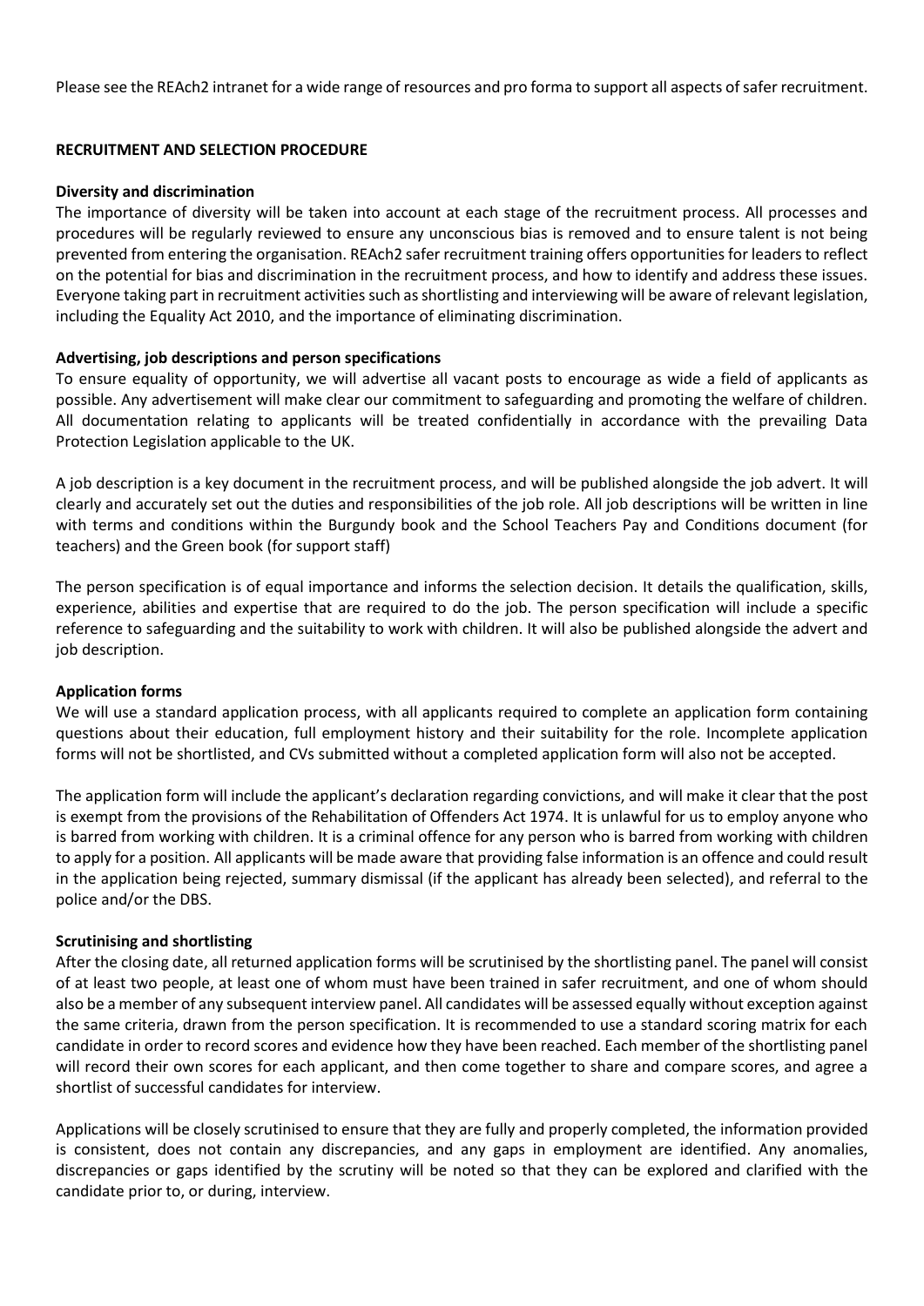Please see the REAch2 intranet for a wide range of resources and pro forma to support all aspects of safer recruitment.

## RECRUITMENT AND SELECTION PROCEDURE

### Diversity and discrimination

The importance of diversity will be taken into account at each stage of the recruitment process. All processes and procedures will be regularly reviewed to ensure any unconscious bias is removed and to ensure talent is not being prevented from entering the organisation. REAch2 safer recruitment training offers opportunities for leaders to reflect on the potential for bias and discrimination in the recruitment process, and how to identify and address these issues. Everyone taking part in recruitment activities such as shortlisting and interviewing will be aware of relevant legislation, including the Equality Act 2010, and the importance of eliminating discrimination.

### Advertising, job descriptions and person specifications

To ensure equality of opportunity, we will advertise all vacant posts to encourage as wide a field of applicants as possible. Any advertisement will make clear our commitment to safeguarding and promoting the welfare of children. All documentation relating to applicants will be treated confidentially in accordance with the prevailing Data Protection Legislation applicable to the UK.

A job description is a key document in the recruitment process, and will be published alongside the job advert. It will clearly and accurately set out the duties and responsibilities of the job role. All job descriptions will be written in line with terms and conditions within the Burgundy book and the School Teachers Pay and Conditions document (for teachers) and the Green book (for support staff)

The person specification is of equal importance and informs the selection decision. It details the qualification, skills, experience, abilities and expertise that are required to do the job. The person specification will include a specific reference to safeguarding and the suitability to work with children. It will also be published alongside the advert and job description.

### Application forms

We will use a standard application process, with all applicants required to complete an application form containing questions about their education, full employment history and their suitability for the role. Incomplete application forms will not be shortlisted, and CVs submitted without a completed application form will also not be accepted.

The application form will include the applicant's declaration regarding convictions, and will make it clear that the post is exempt from the provisions of the Rehabilitation of Offenders Act 1974. It is unlawful for us to employ anyone who is barred from working with children. It is a criminal offence for any person who is barred from working with children to apply for a position. All applicants will be made aware that providing false information is an offence and could result in the application being rejected, summary dismissal (if the applicant has already been selected), and referral to the police and/or the DBS.

### Scrutinising and shortlisting

After the closing date, all returned application forms will be scrutinised by the shortlisting panel. The panel will consist of at least two people, at least one of whom must have been trained in safer recruitment, and one of whom should also be a member of any subsequent interview panel. All candidates will be assessed equally without exception against the same criteria, drawn from the person specification. It is recommended to use a standard scoring matrix for each candidate in order to record scores and evidence how they have been reached. Each member of the shortlisting panel will record their own scores for each applicant, and then come together to share and compare scores, and agree a shortlist of successful candidates for interview.

Applications will be closely scrutinised to ensure that they are fully and properly completed, the information provided is consistent, does not contain any discrepancies, and any gaps in employment are identified. Any anomalies, discrepancies or gaps identified by the scrutiny will be noted so that they can be explored and clarified with the candidate prior to, or during, interview.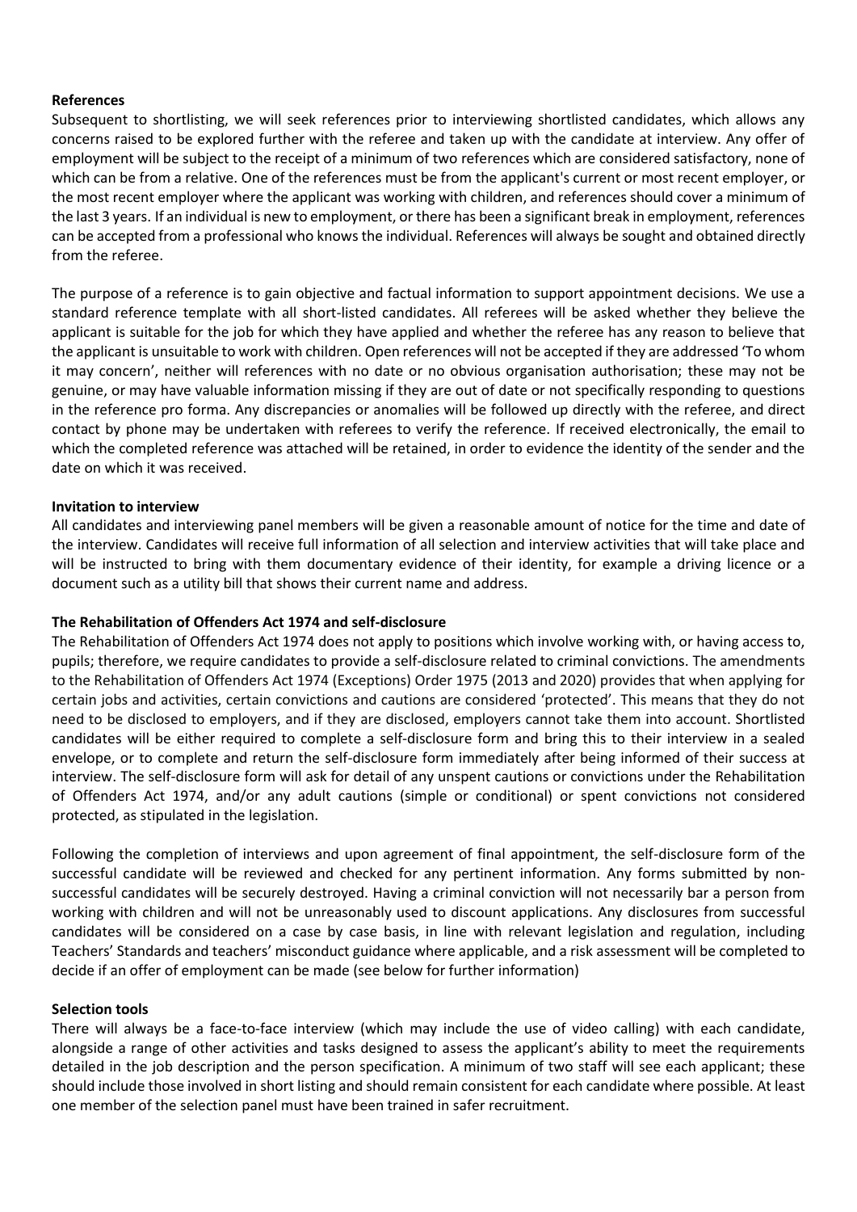**References**

Subsequent to shortlisting, we will seek references prior to interviewing shortlisted candidates, which allows any concerns raised to be explored further with the referee and taken up with the candidate at interview. Any offer of employment will be subject to the receipt of a minimum of two references which are considered satisfactory, none of which can be from a relative. One of the references must be from the applicant's current or most recent employer, or the most recent employer where the applicant was working with children, and references should cover a minimum of the last 3 years. If an individual is new to employment, or there has been a significant break in employment, references can be accepted from a professional who knows the individual. References will always be sought and obtained directly from the referee.

The purpose of a reference is to gain objective and factual information to support appointment decisions. We use a standard reference template with all short-listed candidates. All referees will be asked whether they believe the applicant is suitable for the job for which they have applied and whether the referee has any reason to believe that the applicant is unsuitable to work with children. Open references will not be accepted if they are addressed 'To whom it may concern', neither will references with no date or no obvious organisation authorisation; these may not be genuine, or may have valuable information missing if they are out of date or not specifically responding to questions in the reference pro forma. Any discrepancies or anomalies will be followed up directly with the referee, and direct contact by phone may be undertaken with referees to verify the reference. If received electronically, the email to which the completed reference was attached will be retained, in order to evidence the identity of the sender and the date on which it was received.

**Invitation to interview**

All candidates and interviewing panel members will be given a reasonable amount of notice for the time and date of the interview. Candidates will receive full information of all selection and interview activities that will take place and will be instructed to bring with them documentary evidence of their identity, for example a driving licence or a document such as a utility bill that shows their current name and address.

**The Rehabilitation of Offenders Act 1974 and self-disclosure**

The Rehabilitation of Offenders Act 1974 does not apply to positions which involve working with, or having access to, pupils; therefore, we require candidates to provide a self-disclosure related to criminal convictions. The amendments to the Rehabilitation of Offenders Act 1974 (Exceptions) Order 1975 (2013 and 2020) provides that when applying for certain jobs and activities, certain convictions and cautions are considered 'protected'. This means that they do not need to be disclosed to employers, and if they are disclosed, employers cannot take them into account. Shortlisted candidates will be either required to complete a self-disclosure form and bring this to their interview in a sealed envelope, or to complete and return the self-disclosure form immediately after being informed of their success at interview. The self-disclosure form will ask for detail of any unspent cautions or convictions under the Rehabilitation of Offenders Act 1974, and/or any adult cautions (simple or conditional) or spent convictions not considered protected, as stipulated in the legislation.

Following the completion of interviews and upon agreement of final appointment, the self-disclosure form of the successful candidate will be reviewed and checked for any pertinent information. Any forms submitted by non-successful candidates will be securely destroyed. Having a criminal conviction will not necessarily bar a person from working with children and will not be unreasonably used to discount applications. Any disclosures from successful candidates will be considered on a case by case basis, in line with relevant legislation and regulation, including Teachers' Standards and teachers' misconduct guidance where applicable, and a risk assessment will be completed to decide if an offer of employment can be made (see below for further information)

**Selection tools**

There will always be a face-to-face interview (which may include the use of video calling) with each candidate, alongside a range of other activities and tasks designed to assess the applicant's ability to meet the requirements detailed in the job description and the person specification. A minimum of two staff will see each applicant; these should include those involved in short listing and should remain consistent for each candidate where possible. At least one member of the selection panel must have been trained in safer recruitment.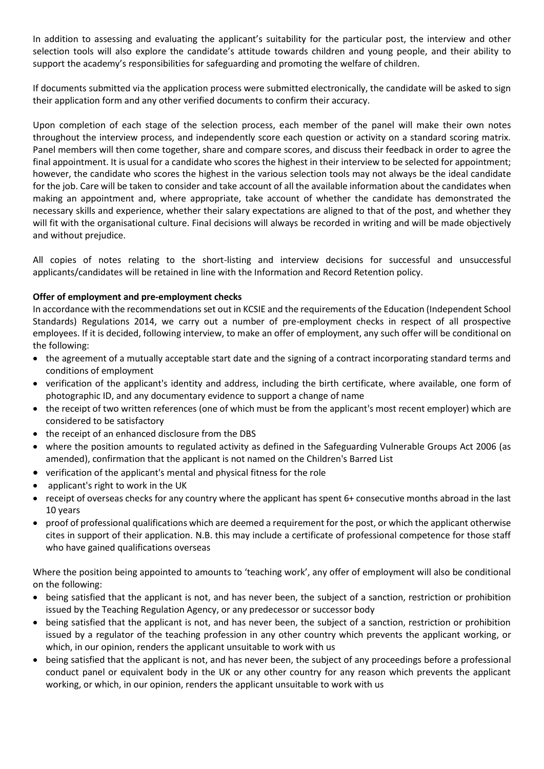In addition to assessing and evaluating the applicant's suitability for the particular post, the interview and other selection tools will also explore the candidate's attitude towards children and young people, and their ability to support the academy's responsibilities for safeguarding and promoting the welfare of children.

If documents submitted via the application process were submitted electronically, the candidate will be asked to sign their application form and any other verified documents to confirm their accuracy.

Upon completion of each stage of the selection process, each member of the panel will make their own notes throughout the interview process, and independently score each question or activity on a standard scoring matrix. Panel members will then come together, share and compare scores, and discuss their feedback in order to agree the final appointment. It is usual for a candidate who scores the highest in their interview to be selected for appointment; however, the candidate who scores the highest in the various selection tools may not always be the ideal candidate for the job. Care will be taken to consider and take account of all the available information about the candidates when making an appointment and, where appropriate, take account of whether the candidate has demonstrated the necessary skills and experience, whether their salary expectations are aligned to that of the post, and whether they will fit with the organisational culture. Final decisions will always be recorded in writing and will be made objectively and without prejudice.

All copies of notes relating to the short-listing and interview decisions for successful and unsuccessful applicants/candidates will be retained in line with the Information and Record Retention policy.

**Offer of employment and pre-employment checks**

In accordance with the recommendations set out in KCSIE and the requirements of the Education (Independent School Standards) Regulations 2014, we carry out a number of pre-employment checks in respect of all prospective employees. If it is decided, following interview, to make an offer of employment, any such offer will be conditional on the following:

- the agreement of a mutually acceptable start date and the signing of a contract incorporating standard terms and conditions of employment
- verification of the applicant's identity and address, including the birth certificate, where available, one form of photographic ID, and any documentary evidence to support a change of name
- the receipt of two written references (one of which must be from the applicant's most recent employer) which are considered to be satisfactory
- the receipt of an enhanced disclosure from the DBS
- where the position amounts to regulated activity as defined in the Safeguarding Vulnerable Groups Act 2006 (as amended), confirmation that the applicant is not named on the Children's Barred List
- verification of the applicant's mental and physical fitness for the role
- applicant's right to work in the UK
- receipt of overseas checks for any country where the applicant has spent 6+ consecutive months abroad in the last 10 years
- proof of professional qualifications which are deemed a requirement for the post, or which the applicant otherwise cites in support of their application. N.B. this may include a certificate of professional competence for those staff who have gained qualifications overseas

Where the position being appointed to amounts to 'teaching work', any offer of employment will also be conditional on the following:

- being satisfied that the applicant is not, and has never been, the subject of a sanction, restriction or prohibition issued by the Teaching Regulation Agency, or any predecessor or successor body
- being satisfied that the applicant is not, and has never been, the subject of a sanction, restriction or prohibition issued by a regulator of the teaching profession in any other country which prevents the applicant working, or which, in our opinion, renders the applicant unsuitable to work with us
- being satisfied that the applicant is not, and has never been, the subject of any proceedings before a professional conduct panel or equivalent body in the UK or any other country for any reason which prevents the applicant working, or which, in our opinion, renders the applicant unsuitable to work with us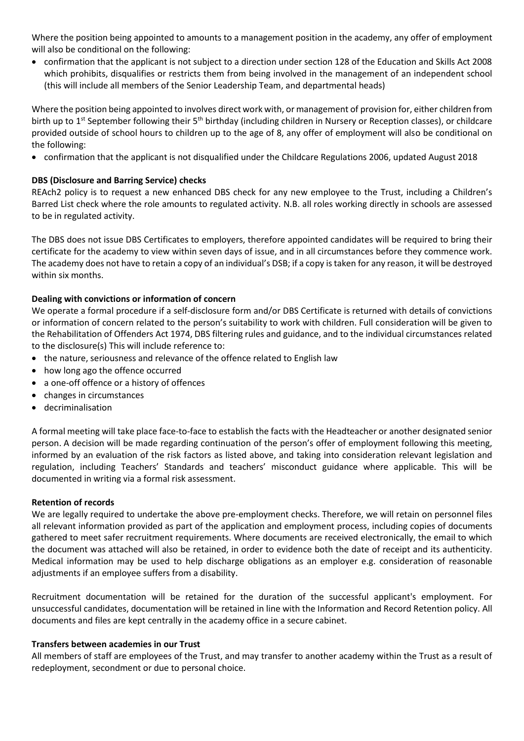Where the position being appointed to amounts to a management position in the academy, any offer of employment will also be conditional on the following:

- confirmation that the applicant is not subject to a direction under section 128 of the Education and Skills Act 2008 which prohibits, disqualifies or restricts them from being involved in the management of an independent school (this will include all members of the Senior Leadership Team, and departmental heads)

Where the position being appointed to involves direct work with, or management of provision for, either children from birth up to 1st September following their 5th birthday (including children in Nursery or Reception classes), or childcare provided outside of school hours to children up to the age of 8, any offer of employment will also be conditional on the following:

- confirmation that the applicant is not disqualified under the Childcare Regulations 2006, updated August 2018

**DBS (Disclosure and Barring Service) checks**

REAch2 policy is to request a new enhanced DBS check for any new employee to the Trust, including a Children's Barred List check where the role amounts to regulated activity. N.B. all roles working directly in schools are assessed to be in regulated activity.

The DBS does not issue DBS Certificates to employers, therefore appointed candidates will be required to bring their certificate for the academy to view within seven days of issue, and in all circumstances before they commence work. The academy does not have to retain a copy of an individual's DSB; if a copy is taken for any reason, it will be destroyed within six months.

**Dealing with convictions or information of concern**

We operate a formal procedure if a self-disclosure form and/or DBS Certificate is returned with details of convictions or information of concern related to the person's suitability to work with children. Full consideration will be given to the Rehabilitation of Offenders Act 1974, DBS filtering rules and guidance, and to the individual circumstances related to the disclosure(s) This will include reference to:

- the nature, seriousness and relevance of the offence related to English law
- how long ago the offence occurred
- a one-off offence or a history of offences
- changes in circumstances
- decriminalisation

A formal meeting will take place face-to-face to establish the facts with the Headteacher or another designated senior person. A decision will be made regarding continuation of the person's offer of employment following this meeting, informed by an evaluation of the risk factors as listed above, and taking into consideration relevant legislation and regulation, including Teachers' Standards and teachers' misconduct guidance where applicable. This will be documented in writing via a formal risk assessment.

**Retention of records**

We are legally required to undertake the above pre-employment checks. Therefore, we will retain on personnel files all relevant information provided as part of the application and employment process, including copies of documents gathered to meet safer recruitment requirements. Where documents are received electronically, the email to which the document was attached will also be retained, in order to evidence both the date of receipt and its authenticity. Medical information may be used to help discharge obligations as an employer e.g. consideration of reasonable adjustments if an employee suffers from a disability.

Recruitment documentation will be retained for the duration of the successful applicant's employment. For unsuccessful candidates, documentation will be retained in line with the Information and Record Retention policy. All documents and files are kept centrally in the academy office in a secure cabinet.

**Transfers between academies in our Trust**

All members of staff are employees of the Trust, and may transfer to another academy within the Trust as a result of redeployment, secondment or due to personal choice.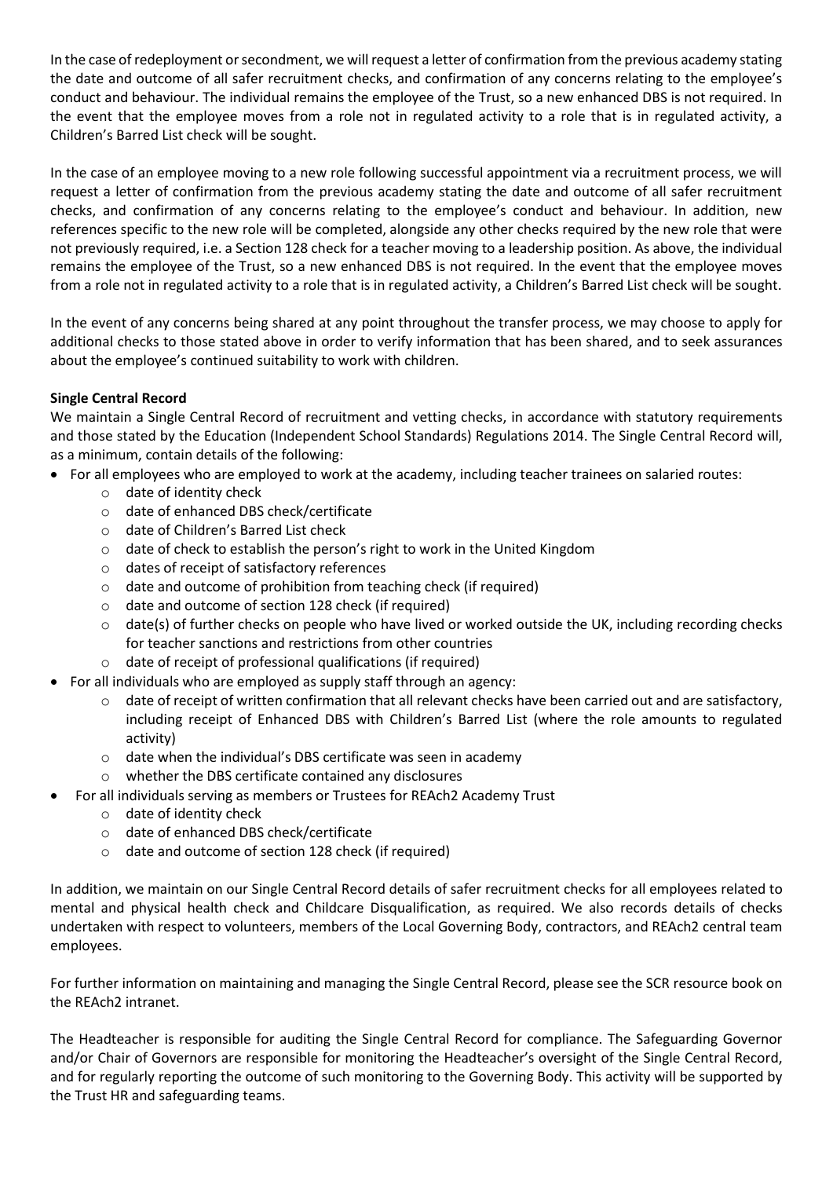In the case of redeployment or secondment, we will request a letter of confirmation from the previous academy stating the date and outcome of all safer recruitment checks, and confirmation of any concerns relating to the employee's conduct and behaviour. The individual remains the employee of the Trust, so a new enhanced DBS is not required. In the event that the employee moves from a role not in regulated activity to a role that is in regulated activity, a Children's Barred List check will be sought.

In the case of an employee moving to a new role following successful appointment via a recruitment process, we will request a letter of confirmation from the previous academy stating the date and outcome of all safer recruitment checks, and confirmation of any concerns relating to the employee's conduct and behaviour. In addition, new references specific to the new role will be completed, alongside any other checks required by the new role that were not previously required, i.e. a Section 128 check for a teacher moving to a leadership position. As above, the individual remains the employee of the Trust, so a new enhanced DBS is not required. In the event that the employee moves from a role not in regulated activity to a role that is in regulated activity, a Children's Barred List check will be sought.

In the event of any concerns being shared at any point throughout the transfer process, we may choose to apply for additional checks to those stated above in order to verify information that has been shared, and to seek assurances about the employee's continued suitability to work with children.

**Single Central Record**

We maintain a Single Central Record of recruitment and vetting checks, in accordance with statutory requirements and those stated by the Education (Independent School Standards) Regulations 2014. The Single Central Record will, as a minimum, contain details of the following:

- For all employees who are employed to work at the academy, including teacher trainees on salaried routes:
  - date of identity check
  - date of enhanced DBS check/certificate
  - date of Children's Barred List check
  - date of check to establish the person's right to work in the United Kingdom
  - dates of receipt of satisfactory references
  - date and outcome of prohibition from teaching check (if required)
  - date and outcome of section 128 check (if required)
  - date(s) of further checks on people who have lived or worked outside the UK, including recording checks for teacher sanctions and restrictions from other countries
  - date of receipt of professional qualifications (if required)
- For all individuals who are employed as supply staff through an agency:
  - date of receipt of written confirmation that all relevant checks have been carried out and are satisfactory, including receipt of Enhanced DBS with Children's Barred List (where the role amounts to regulated activity)
  - date when the individual's DBS certificate was seen in academy
  - whether the DBS certificate contained any disclosures
- For all individuals serving as members or Trustees for REAch2 Academy Trust
  - date of identity check
  - date of enhanced DBS check/certificate
  - date and outcome of section 128 check (if required)

In addition, we maintain on our Single Central Record details of safer recruitment checks for all employees related to mental and physical health check and Childcare Disqualification, as required. We also records details of checks undertaken with respect to volunteers, members of the Local Governing Body, contractors, and REAch2 central team employees.

For further information on maintaining and managing the Single Central Record, please see the SCR resource book on the REAch2 intranet.

The Headteacher is responsible for auditing the Single Central Record for compliance. The Safeguarding Governor and/or Chair of Governors are responsible for monitoring the Headteacher's oversight of the Single Central Record, and for regularly reporting the outcome of such monitoring to the Governing Body. This activity will be supported by the Trust HR and safeguarding teams.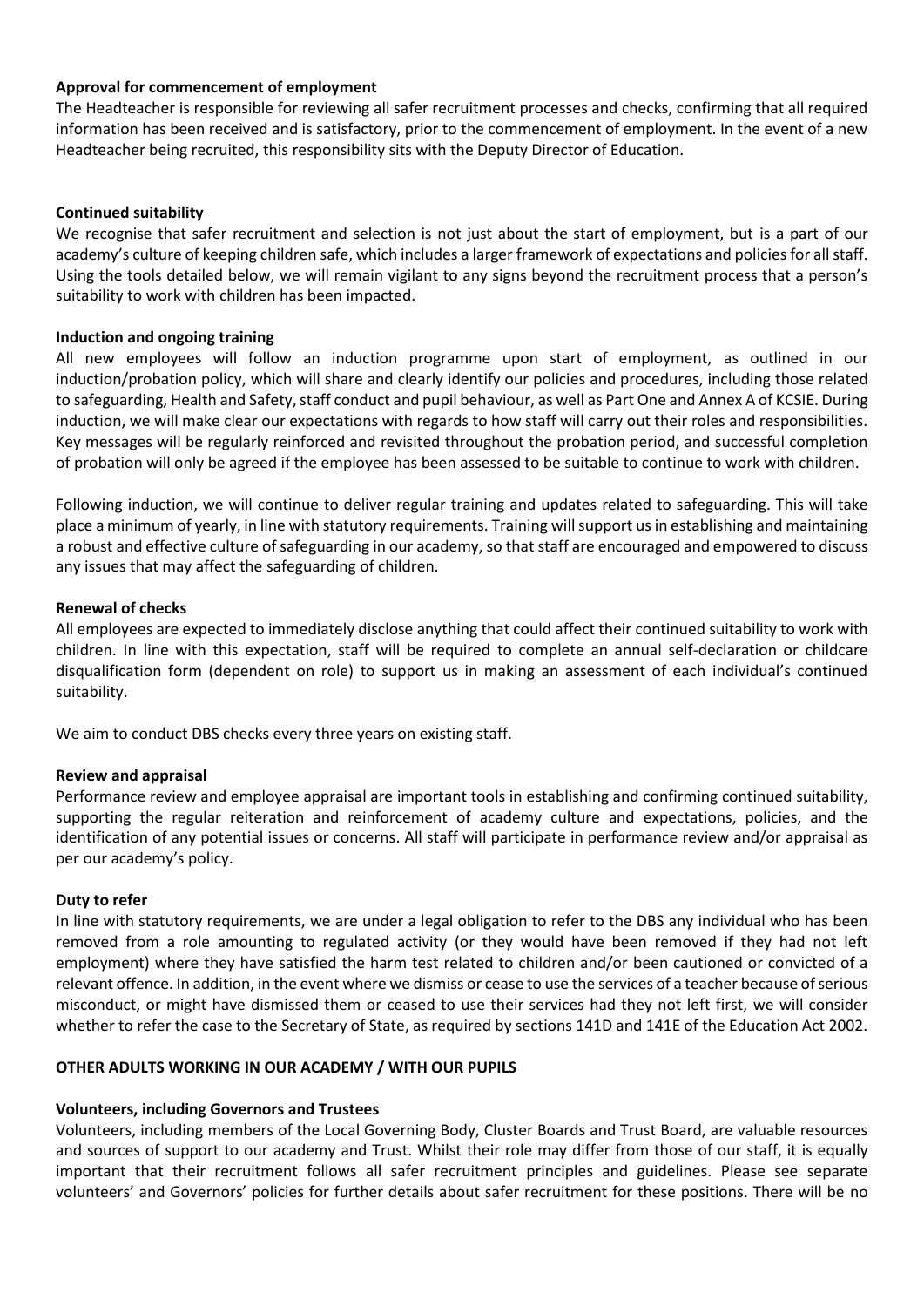**Approval for commencement of employment**

The Headteacher is responsible for reviewing all safer recruitment processes and checks, confirming that all required information has been received and is satisfactory, prior to the commencement of employment. In the event of a new Headteacher being recruited, this responsibility sits with the Deputy Director of Education.

**Continued suitability**

We recognise that safer recruitment and selection is not just about the start of employment, but is a part of our academy's culture of keeping children safe, which includes a larger framework of expectations and policies for all staff. Using the tools detailed below, we will remain vigilant to any signs beyond the recruitment process that a person's suitability to work with children has been impacted.

**Induction and ongoing training**

All new employees will follow an induction programme upon start of employment, as outlined in our induction/probation policy, which will share and clearly identify our policies and procedures, including those related to safeguarding, Health and Safety, staff conduct and pupil behaviour, as well as Part One and Annex A of KCSIE. During induction, we will make clear our expectations with regards to how staff will carry out their roles and responsibilities. Key messages will be regularly reinforced and revisited throughout the probation period, and successful completion of probation will only be agreed if the employee has been assessed to be suitable to continue to work with children.

Following induction, we will continue to deliver regular training and updates related to safeguarding. This will take place a minimum of yearly, in line with statutory requirements. Training will support us in establishing and maintaining a robust and effective culture of safeguarding in our academy, so that staff are encouraged and empowered to discuss any issues that may affect the safeguarding of children.

**Renewal of checks**

All employees are expected to immediately disclose anything that could affect their continued suitability to work with children. In line with this expectation, staff will be required to complete an annual self-declaration or childcare disqualification form (dependent on role) to support us in making an assessment of each individual's continued suitability.

We aim to conduct DBS checks every three years on existing staff.

**Review and appraisal**

Performance review and employee appraisal are important tools in establishing and confirming continued suitability, supporting the regular reiteration and reinforcement of academy culture and expectations, policies, and the identification of any potential issues or concerns. All staff will participate in performance review and/or appraisal as per our academy's policy.

**Duty to refer**

In line with statutory requirements, we are under a legal obligation to refer to the DBS any individual who has been removed from a role amounting to regulated activity (or they would have been removed if they had not left employment) where they have satisfied the harm test related to children and/or been cautioned or convicted of a relevant offence. In addition, in the event where we dismiss or cease to use the services of a teacher because of serious misconduct, or might have dismissed them or ceased to use their services had they not left first, we will consider whether to refer the case to the Secretary of State, as required by sections 141D and 141E of the Education Act 2002.

**OTHER ADULTS WORKING IN OUR ACADEMY / WITH OUR PUPILS**

**Volunteers, including Governors and Trustees**

Volunteers, including members of the Local Governing Body, Cluster Boards and Trust Board, are valuable resources and sources of support to our academy and Trust. Whilst their role may differ from those of our staff, it is equally important that their recruitment follows all safer recruitment principles and guidelines. Please see separate volunteers' and Governors' policies for further details about safer recruitment for these positions. There will be no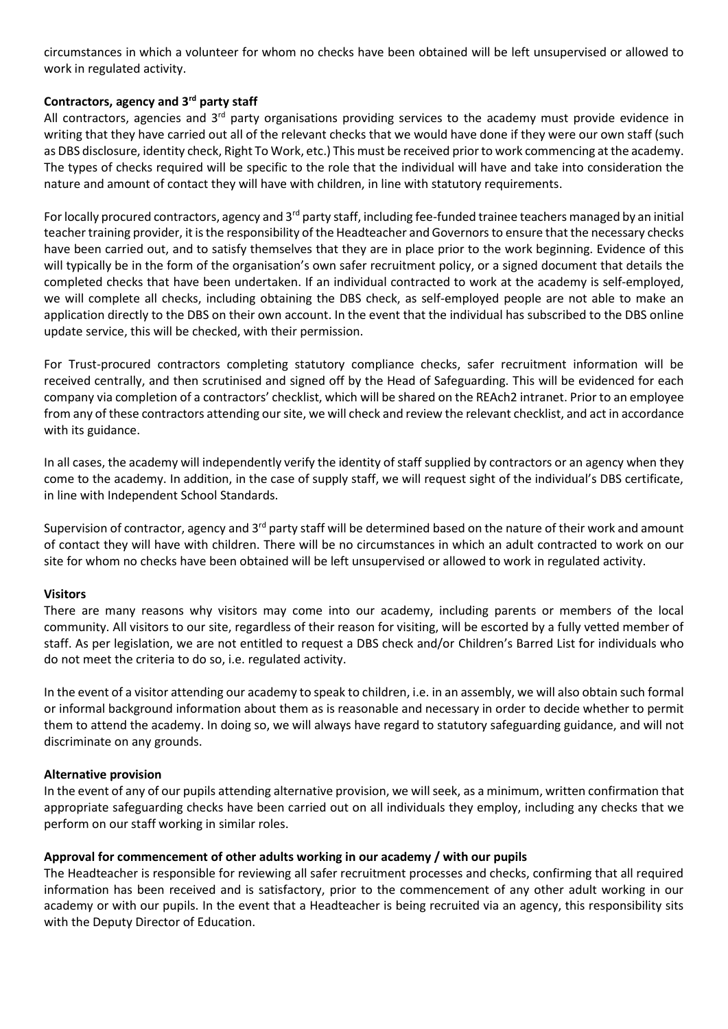circumstances in which a volunteer for whom no checks have been obtained will be left unsupervised or allowed to work in regulated activity.

**Contractors, agency and 3rd party staff**

All contractors, agencies and 3rd party organisations providing services to the academy must provide evidence in writing that they have carried out all of the relevant checks that we would have done if they were our own staff (such as DBS disclosure, identity check, Right To Work, etc.) This must be received prior to work commencing at the academy. The types of checks required will be specific to the role that the individual will have and take into consideration the nature and amount of contact they will have with children, in line with statutory requirements.

For locally procured contractors, agency and 3rd party staff, including fee-funded trainee teachers managed by an initial teacher training provider, it is the responsibility of the Headteacher and Governors to ensure that the necessary checks have been carried out, and to satisfy themselves that they are in place prior to the work beginning. Evidence of this will typically be in the form of the organisation's own safer recruitment policy, or a signed document that details the completed checks that have been undertaken. If an individual contracted to work at the academy is self-employed, we will complete all checks, including obtaining the DBS check, as self-employed people are not able to make an application directly to the DBS on their own account. In the event that the individual has subscribed to the DBS online update service, this will be checked, with their permission.

For Trust-procured contractors completing statutory compliance checks, safer recruitment information will be received centrally, and then scrutinised and signed off by the Head of Safeguarding. This will be evidenced for each company via completion of a contractors' checklist, which will be shared on the REAch2 intranet. Prior to an employee from any of these contractors attending our site, we will check and review the relevant checklist, and act in accordance with its guidance.

In all cases, the academy will independently verify the identity of staff supplied by contractors or an agency when they come to the academy. In addition, in the case of supply staff, we will request sight of the individual's DBS certificate, in line with Independent School Standards.

Supervision of contractor, agency and 3rd party staff will be determined based on the nature of their work and amount of contact they will have with children. There will be no circumstances in which an adult contracted to work on our site for whom no checks have been obtained will be left unsupervised or allowed to work in regulated activity.

**Visitors**

There are many reasons why visitors may come into our academy, including parents or members of the local community. All visitors to our site, regardless of their reason for visiting, will be escorted by a fully vetted member of staff. As per legislation, we are not entitled to request a DBS check and/or Children's Barred List for individuals who do not meet the criteria to do so, i.e. regulated activity.

In the event of a visitor attending our academy to speak to children, i.e. in an assembly, we will also obtain such formal or informal background information about them as is reasonable and necessary in order to decide whether to permit them to attend the academy. In doing so, we will always have regard to statutory safeguarding guidance, and will not discriminate on any grounds.

**Alternative provision**

In the event of any of our pupils attending alternative provision, we will seek, as a minimum, written confirmation that appropriate safeguarding checks have been carried out on all individuals they employ, including any checks that we perform on our staff working in similar roles.

**Approval for commencement of other adults working in our academy / with our pupils**

The Headteacher is responsible for reviewing all safer recruitment processes and checks, confirming that all required information has been received and is satisfactory, prior to the commencement of any other adult working in our academy or with our pupils. In the event that a Headteacher is being recruited via an agency, this responsibility sits with the Deputy Director of Education.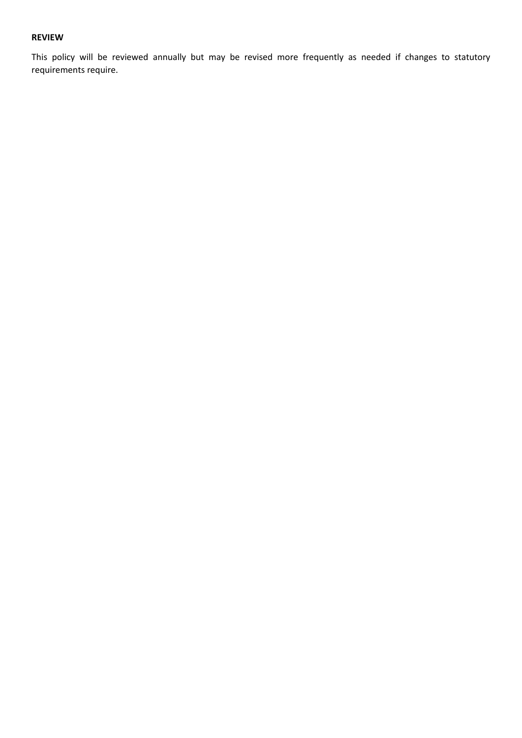**REVIEW**

This policy will be reviewed annually but may be revised more frequently as needed if changes to statutory requirements require.